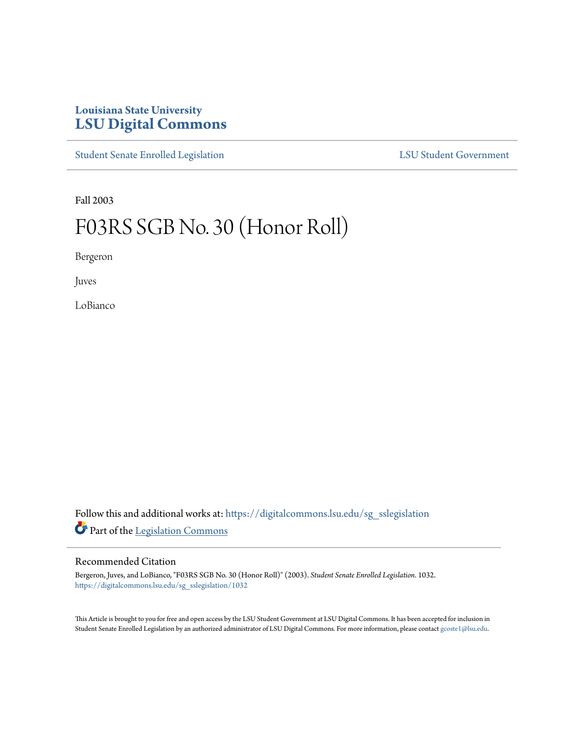Louisiana State University

# LSU Digital Commons

Student Senate Enrolled Legislation

LSU Student Government

Fall 2003

# F03RS SGB No. 30 (Honor Roll)

Bergeron

Juves

LoBianco

Follow this and additional works at: https://digitalcommons.lsu.edu/sg_sslegislation

Part of the Legislation Commons

## Recommended Citation

Bergeron, Juves, and LoBianco, "F03RS SGB No. 30 (Honor Roll)" (2003). *Student Senate Enrolled Legislation*. 1032.
https://digitalcommons.lsu.edu/sg_sslegislation/1032

This Article is brought to you for free and open access by the LSU Student Government at LSU Digital Commons. It has been accepted for inclusion in Student Senate Enrolled Legislation by an authorized administrator of LSU Digital Commons. For more information, please contact gcoste1@lsu.edu.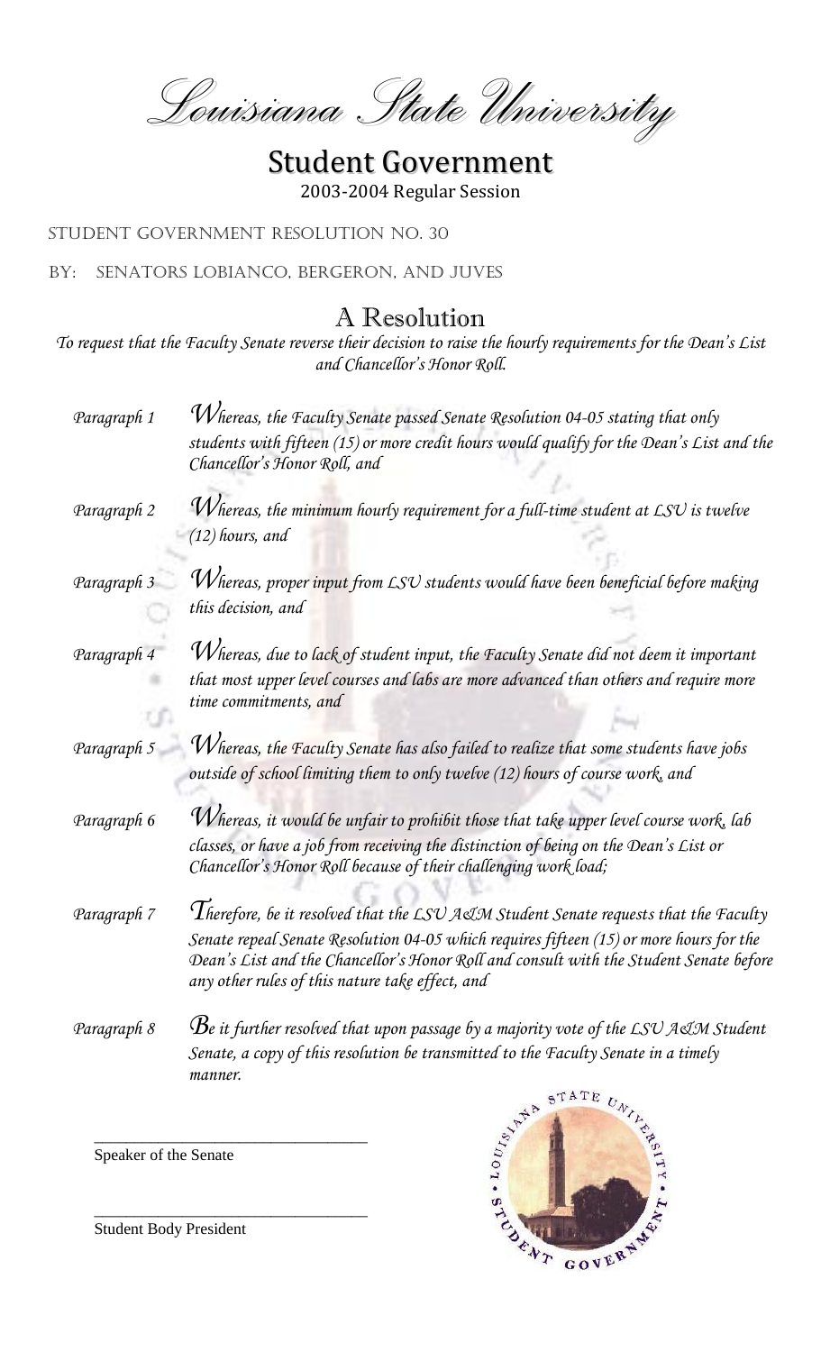# Louisiana State University

## Student Government

2003-2004 Regular Session

STUDENT GOVERNMENT RESOLUTION NO. 30

BY: SENATORS LOBIANCO, BERGERON, AND JUVES

## A Resolution

*To request that the Faculty Senate reverse their decision to raise the hourly requirements for the Dean's List and Chancellor's Honor Roll.*

Paragraph 1 *Whereas, the Faculty Senate passed Senate Resolution 04-05 stating that only students with fifteen (15) or more credit hours would qualify for the Dean's List and the Chancellor's Honor Roll, and*

Paragraph 2 *Whereas, the minimum hourly requirement for a full-time student at LSU is twelve (12) hours, and*

Paragraph 3 *Whereas, proper input from LSU students would have been beneficial before making this decision, and*

Paragraph 4 *Whereas, due to lack of student input, the Faculty Senate did not deem it important that most upper level courses and labs are more advanced than others and require more time commitments, and*

Paragraph 5 *Whereas, the Faculty Senate has also failed to realize that some students have jobs outside of school limiting them to only twelve (12) hours of course work, and*

Paragraph 6 *Whereas, it would be unfair to prohibit those that take upper level course work, lab classes, or have a job from receiving the distinction of being on the Dean's List or Chancellor's Honor Roll because of their challenging work load;*

Paragraph 7 *Therefore, be it resolved that the LSU A&M Student Senate requests that the Faculty Senate repeal Senate Resolution 04-05 which requires fifteen (15) or more hours for the Dean's List and the Chancellor's Honor Roll and consult with the Student Senate before any other rules of this nature take effect, and*

Paragraph 8 *Be it further resolved that upon passage by a majority vote of the LSU A&M Student Senate, a copy of this resolution be transmitted to the Faculty Senate in a timely manner.*

\_\_\_\_\_\_\_\_\_\_\_\_\_\_\_\_\_\_\_\_\_\_\_\_\_\_\_\_\_\_\_\_\_\_

Speaker of the Senate

\_\_\_\_\_\_\_\_\_\_\_\_\_\_\_\_\_\_\_\_\_\_\_\_\_\_\_\_\_\_\_\_\_\_

Student Body President